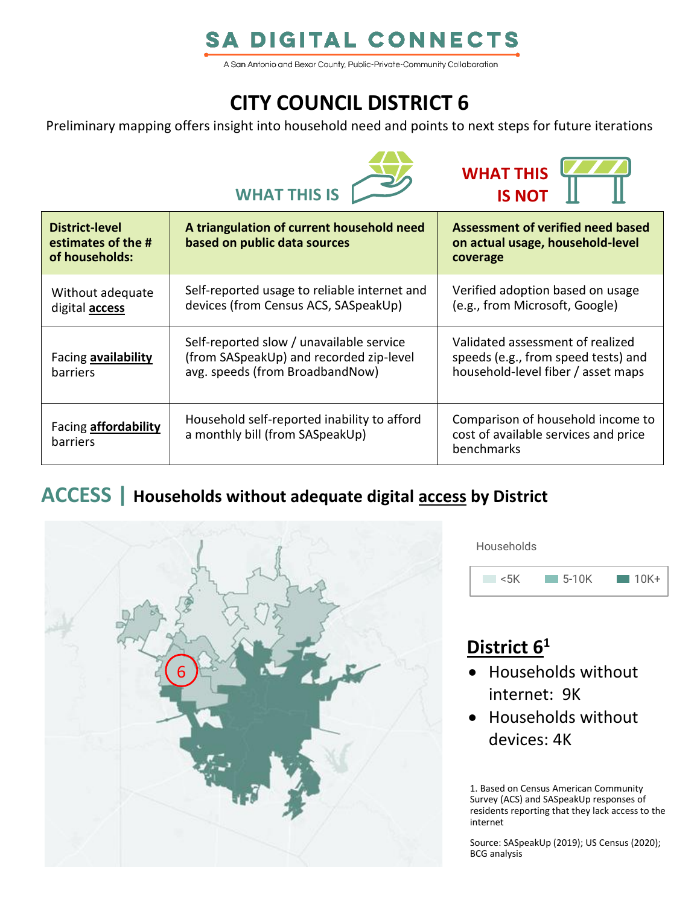# SA DIGITAL CONNECTS

A San Antonio and Bexar County, Public-Private-Community Collaboration

## CITY COUNCIL DISTRICT 6

Preliminary mapping offers insight into household need and points to next steps for future iterations

| District-level estimates of the # of households: | WHAT THIS IS<br>A triangulation of current household need based on public data sources | WHAT THIS IS NOT<br>Assessment of verified need based on actual usage, household-level coverage |
| --- | --- | --- |
| Without adequate digital **access** | Self-reported usage to reliable internet and devices (from Census ACS, SASpeakUp) | Verified adoption based on usage (e.g., from Microsoft, Google) |
| Facing **availability** barriers | Self-reported slow / unavailable service (from SASpeakUp) and recorded zip-level avg. speeds (from BroadbandNow) | Validated assessment of realized speeds (e.g., from speed tests) and household-level fiber / asset maps |
| Facing **affordability** barriers | Household self-reported inability to afford a monthly bill (from SASpeakUp) | Comparison of household income to cost of available services and price benchmarks |

## ACCESS | Households without adequate digital access by District

Households: <5K | 5-10K | 10K+

### District 6[1]

- Households without internet: 9K
- Households without devices: 4K

1. Based on Census American Community Survey (ACS) and SASpeakUp responses of residents reporting that they lack access to the internet

Source: SASpeakUp (2019); US Census (2020); BCG analysis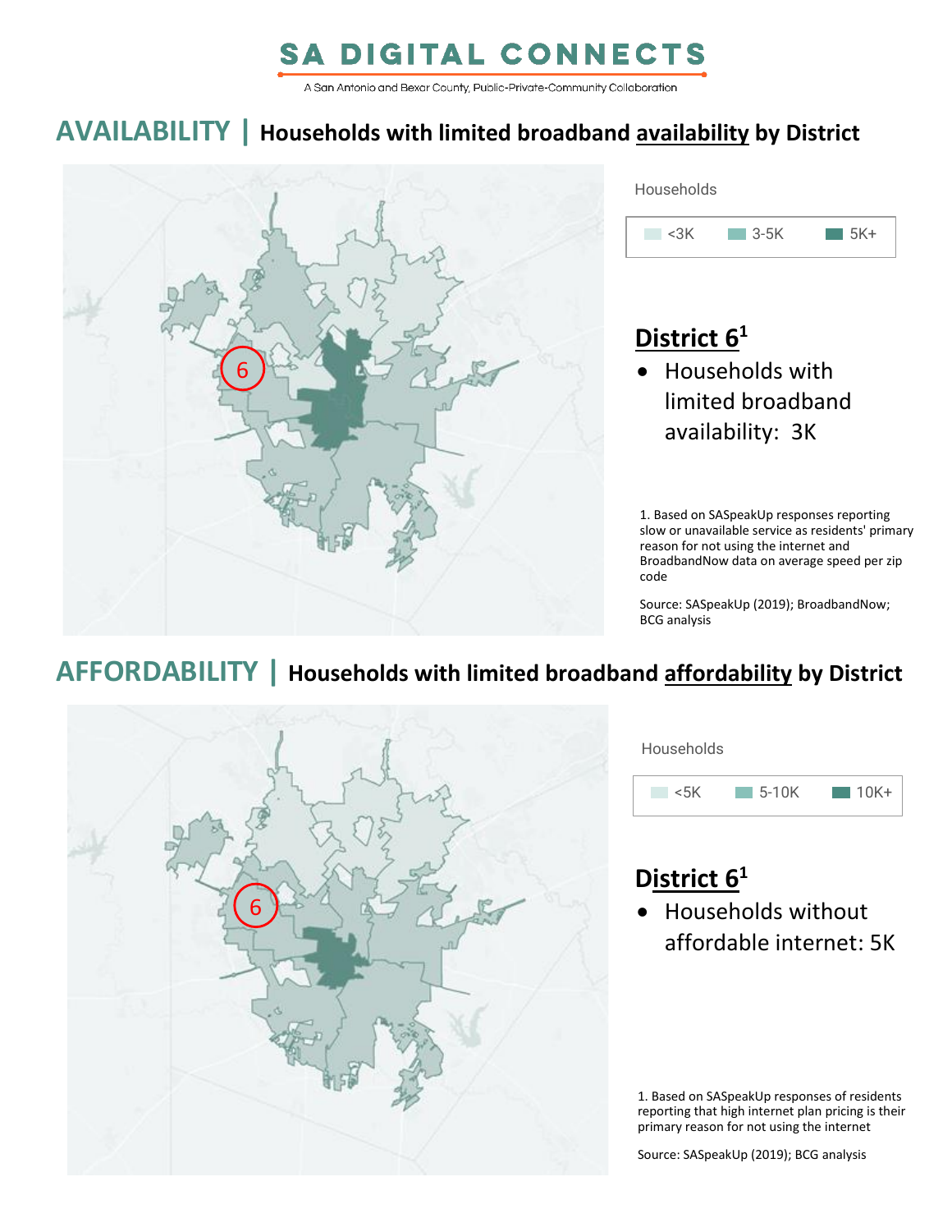# SA DIGITAL CONNECTS

A San Antonio and Bexar County, Public-Private-Community Collaboration

## AVAILABILITY | Households with limited broadband availability by District

6

Households

<3K
3-5K
5K+

### District 6[1]

- Households with limited broadband availability: 3K

1. Based on SASpeakUp responses reporting slow or unavailable service as residents' primary reason for not using the internet and BroadbandNow data on average speed per zip code

Source: SASpeakUp (2019); BroadbandNow; BCG analysis

## AFFORDABILITY | Households with limited broadband affordability by District

6

Households

<5K
5-10K
10K+

### District 6[1]

- Households without affordable internet: 5K

1. Based on SASpeakUp responses of residents reporting that high internet plan pricing is their primary reason for not using the internet

Source: SASpeakUp (2019); BCG analysis